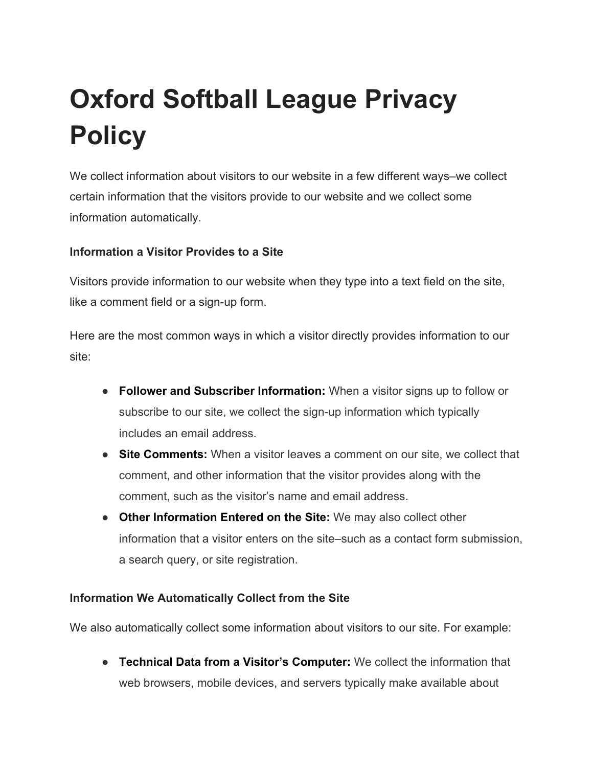# Oxford Softball League Privacy Policy

We collect information about visitors to our website in a few different ways–we collect certain information that the visitors provide to our website and we collect some information automatically.

### Information a Visitor Provides to a Site

Visitors provide information to our website when they type into a text field on the site, like a comment field or a sign-up form.

Here are the most common ways in which a visitor directly provides information to our site:

- **Follower and Subscriber Information:** When a visitor signs up to follow or subscribe to our site, we collect the sign-up information which typically includes an email address.
- **Site Comments:** When a visitor leaves a comment on our site, we collect that comment, and other information that the visitor provides along with the comment, such as the visitor's name and email address.
- **Other Information Entered on the Site:** We may also collect other information that a visitor enters on the site–such as a contact form submission, a search query, or site registration.

### Information We Automatically Collect from the Site

We also automatically collect some information about visitors to our site. For example:

- **Technical Data from a Visitor's Computer:** We collect the information that web browsers, mobile devices, and servers typically make available about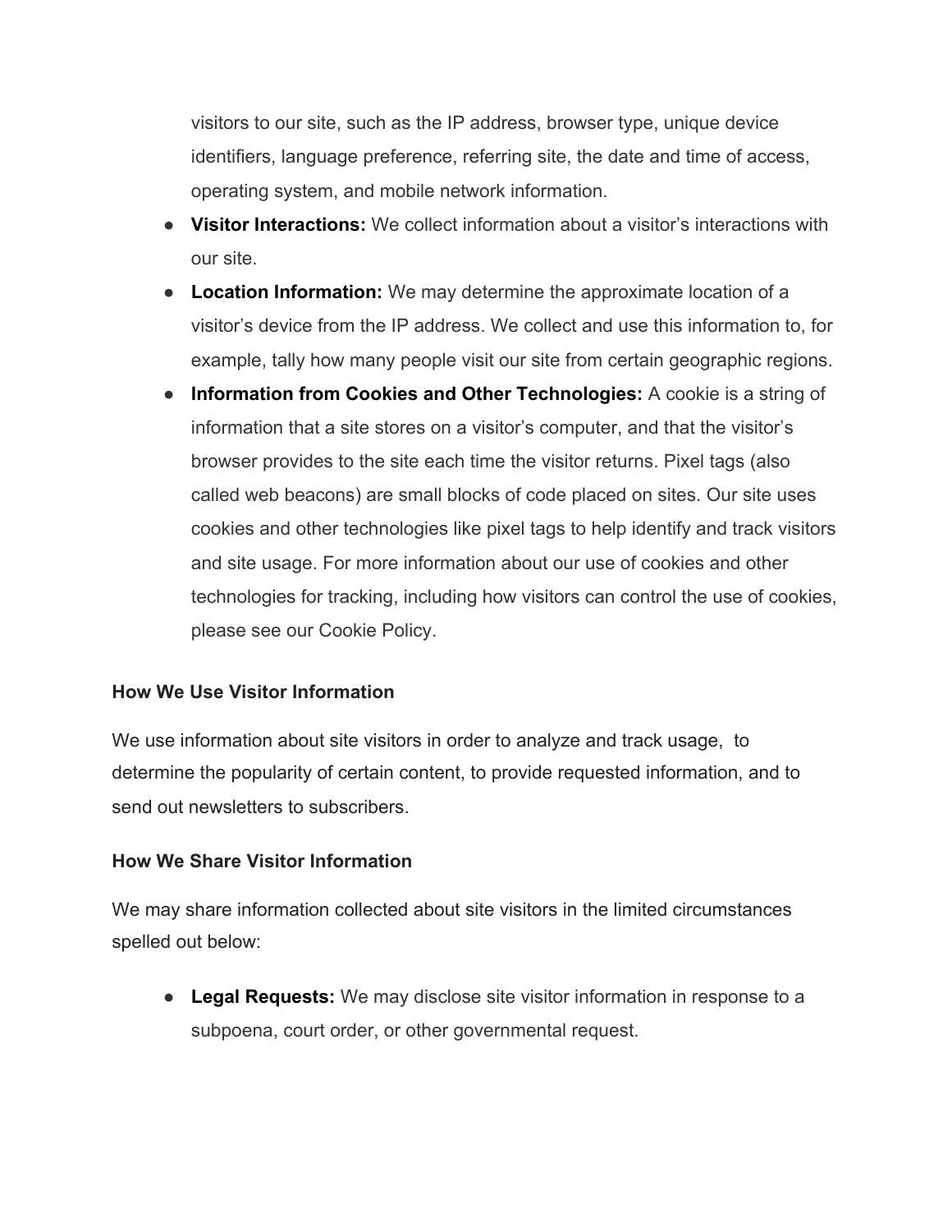visitors to our site, such as the IP address, browser type, unique device identifiers, language preference, referring site, the date and time of access, operating system, and mobile network information.

- **Visitor Interactions:** We collect information about a visitor's interactions with our site.
- **Location Information:** We may determine the approximate location of a visitor's device from the IP address. We collect and use this information to, for example, tally how many people visit our site from certain geographic regions.
- **Information from Cookies and Other Technologies:** A cookie is a string of information that a site stores on a visitor's computer, and that the visitor's browser provides to the site each time the visitor returns. Pixel tags (also called web beacons) are small blocks of code placed on sites. Our site uses cookies and other technologies like pixel tags to help identify and track visitors and site usage. For more information about our use of cookies and other technologies for tracking, including how visitors can control the use of cookies, please see our Cookie Policy.

**How We Use Visitor Information**

We use information about site visitors in order to analyze and track usage, to determine the popularity of certain content, to provide requested information, and to send out newsletters to subscribers.

**How We Share Visitor Information**

We may share information collected about site visitors in the limited circumstances spelled out below:

- **Legal Requests:** We may disclose site visitor information in response to a subpoena, court order, or other governmental request.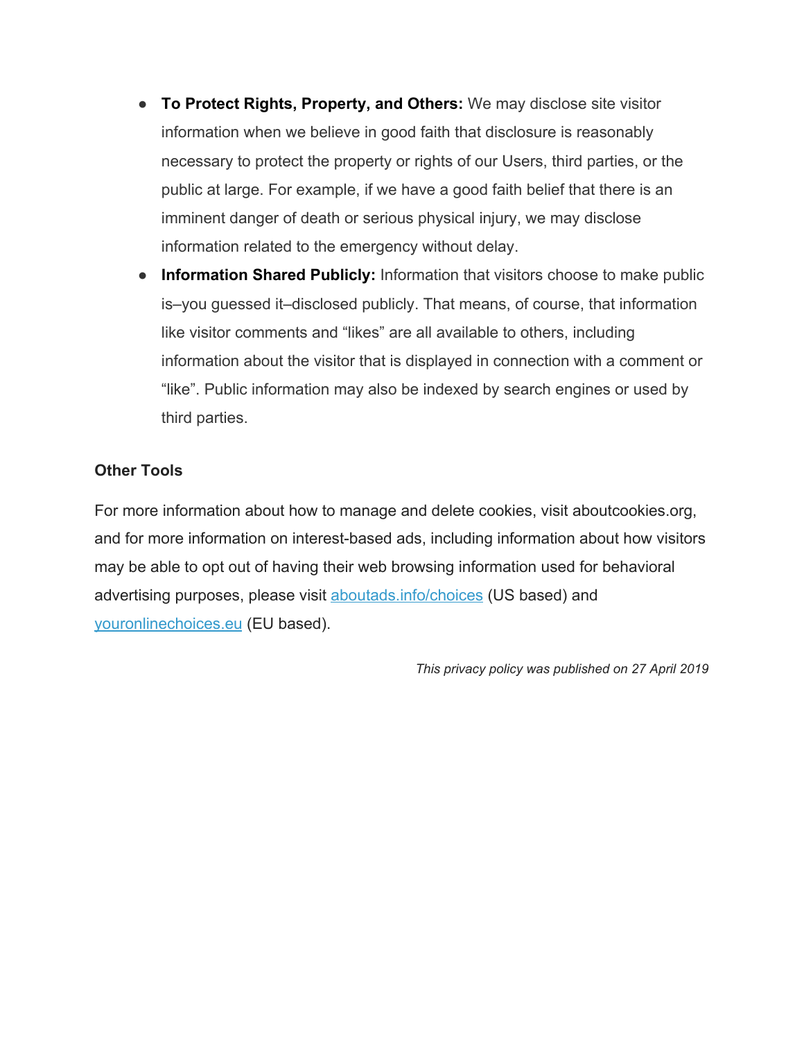- **To Protect Rights, Property, and Others:** We may disclose site visitor information when we believe in good faith that disclosure is reasonably necessary to protect the property or rights of our Users, third parties, or the public at large. For example, if we have a good faith belief that there is an imminent danger of death or serious physical injury, we may disclose information related to the emergency without delay.
- **Information Shared Publicly:** Information that visitors choose to make public is–you guessed it–disclosed publicly. That means, of course, that information like visitor comments and “likes” are all available to others, including information about the visitor that is displayed in connection with a comment or “like”. Public information may also be indexed by search engines or used by third parties.

### Other Tools

For more information about how to manage and delete cookies, visit aboutcookies.org, and for more information on interest-based ads, including information about how visitors may be able to opt out of having their web browsing information used for behavioral advertising purposes, please visit [aboutads.info/choices](aboutads.info/choices) (US based) and [youronlinechoices.eu](youronlinechoices.eu) (EU based).

*This privacy policy was published on 27 April 2019*